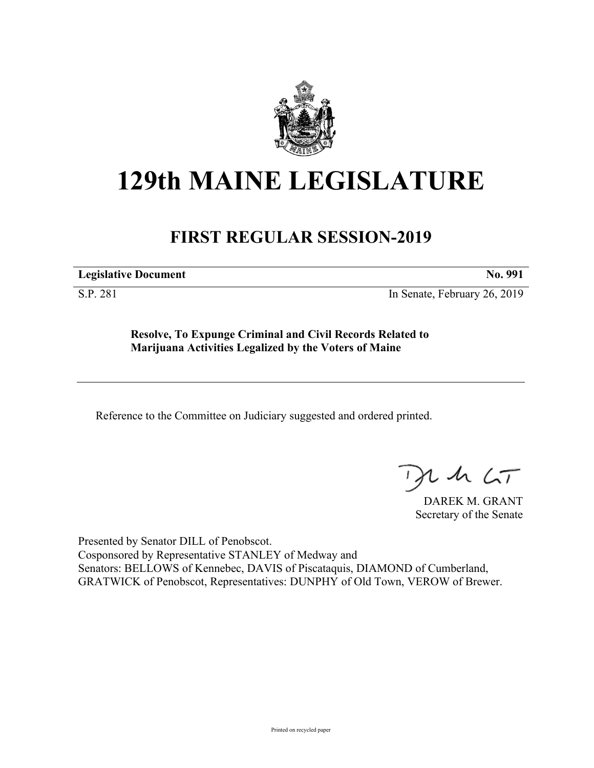# 129th MAINE LEGISLATURE

## FIRST REGULAR SESSION-2019

**Legislative Document** **No. 991**

S.P. 281 In Senate, February 26, 2019

**Resolve, To Expunge Criminal and Civil Records Related to Marijuana Activities Legalized by the Voters of Maine**

Reference to the Committee on Judiciary suggested and ordered printed.

DAREK M. GRANT
Secretary of the Senate

Presented by Senator DILL of Penobscot.
Cosponsored by Representative STANLEY of Medway and
Senators: BELLOWS of Kennebec, DAVIS of Piscataquis, DIAMOND of Cumberland, GRATWICK of Penobscot, Representatives: DUNPHY of Old Town, VEROW of Brewer.

Printed on recycled paper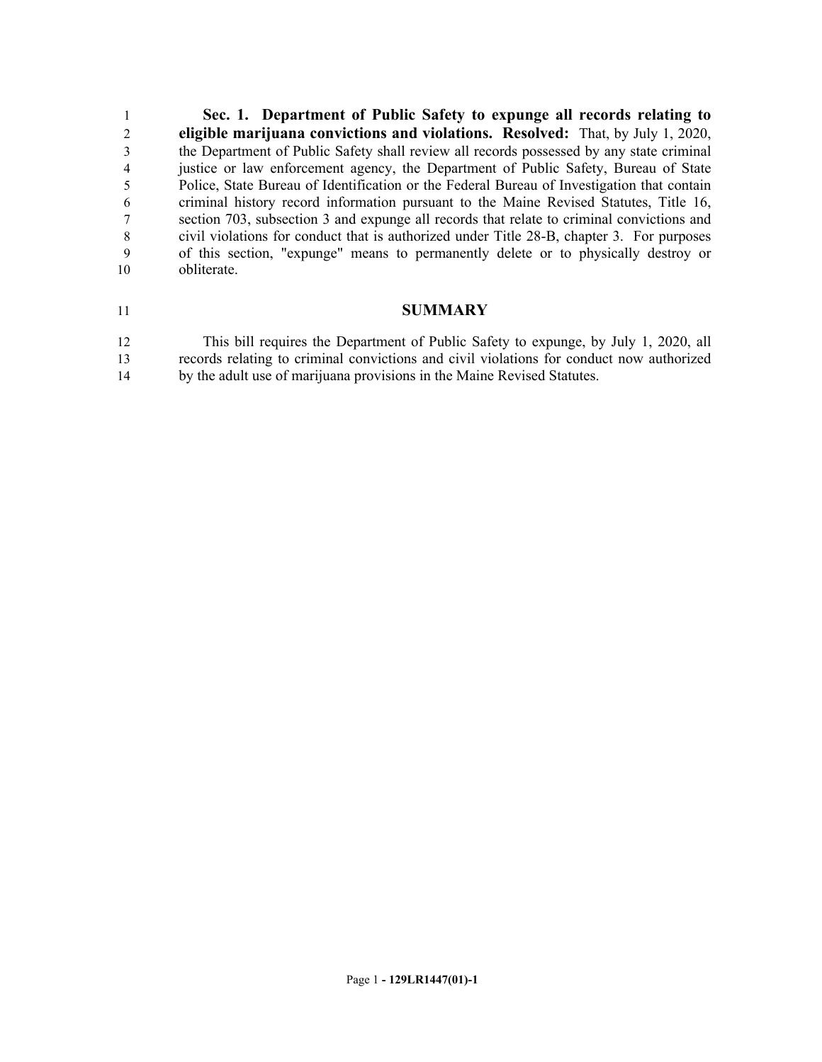**Sec. 1. Department of Public Safety to expunge all records relating to eligible marijuana convictions and violations. Resolved:** That, by July 1, 2020, the Department of Public Safety shall review all records possessed by any state criminal justice or law enforcement agency, the Department of Public Safety, Bureau of State Police, State Bureau of Identification or the Federal Bureau of Investigation that contain criminal history record information pursuant to the Maine Revised Statutes, Title 16, section 703, subsection 3 and expunge all records that relate to criminal convictions and civil violations for conduct that is authorized under Title 28-B, chapter 3. For purposes of this section, "expunge" means to permanently delete or to physically destroy or obliterate.

## SUMMARY

This bill requires the Department of Public Safety to expunge, by July 1, 2020, all records relating to criminal convictions and civil violations for conduct now authorized by the adult use of marijuana provisions in the Maine Revised Statutes.